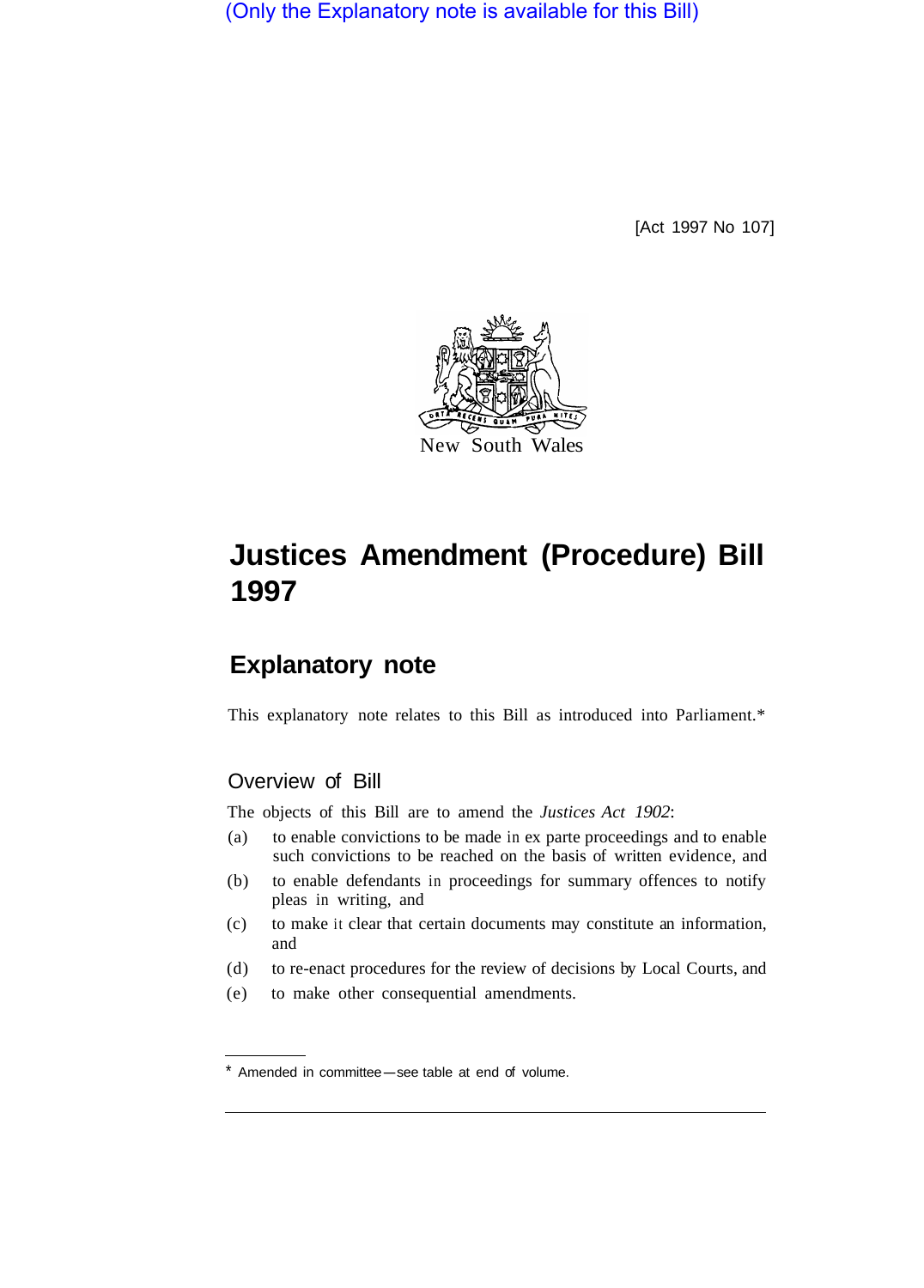(Only the Explanatory note is available for this Bill)

[Act 1997 No 107]

New South Wales

# Justices Amendment (Procedure) Bill 1997

## Explanatory note

This explanatory note relates to this Bill as introduced into Parliament.*

### Overview of Bill

The objects of this Bill are to amend the *Justices Act 1902*:

(a) to enable convictions to be made in ex parte proceedings and to enable such convictions to be reached on the basis of written evidence, and

(b) to enable defendants in proceedings for summary offences to notify pleas in writing, and

(c) to make it clear that certain documents may constitute an information, and

(d) to re-enact procedures for the review of decisions by Local Courts, and

(e) to make other consequential amendments.

* Amended in committee—see table at end of volume.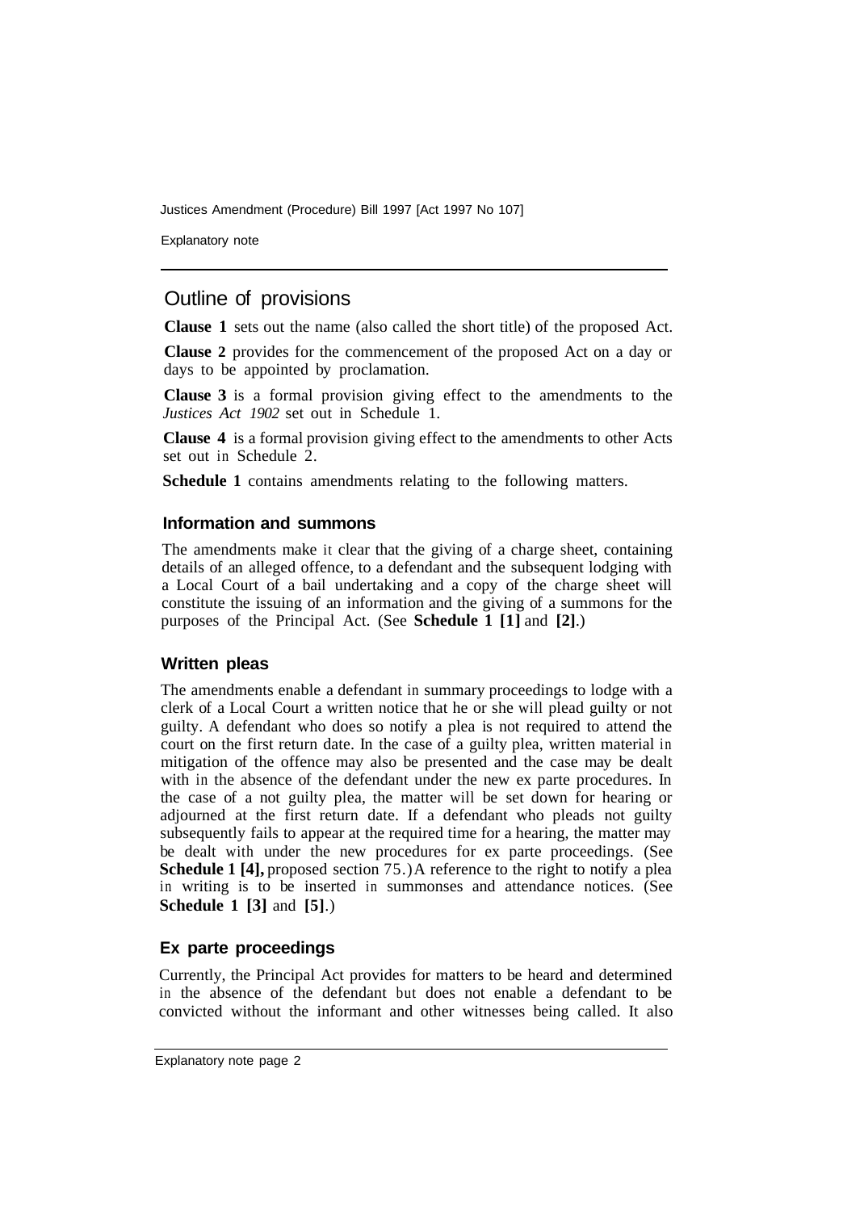## Outline of provisions

**Clause 1** sets out the name (also called the short title) of the proposed Act.

**Clause 2** provides for the commencement of the proposed Act on a day or days to be appointed by proclamation.

**Clause 3** is a formal provision giving effect to the amendments to the *Justices Act 1902* set out in Schedule 1.

**Clause 4** is a formal provision giving effect to the amendments to other Acts set out in Schedule 2.

**Schedule 1** contains amendments relating to the following matters.

### Information and summons

The amendments make it clear that the giving of a charge sheet, containing details of an alleged offence, to a defendant and the subsequent lodging with a Local Court of a bail undertaking and a copy of the charge sheet will constitute the issuing of an information and the giving of a summons for the purposes of the Principal Act. (See **Schedule 1 [1]** and **[2]**.)

### Written pleas

The amendments enable a defendant in summary proceedings to lodge with a clerk of a Local Court a written notice that he or she will plead guilty or not guilty. A defendant who does so notify a plea is not required to attend the court on the first return date. In the case of a guilty plea, written material in mitigation of the offence may also be presented and the case may be dealt with in the absence of the defendant under the new ex parte procedures. In the case of a not guilty plea, the matter will be set down for hearing or adjourned at the first return date. If a defendant who pleads not guilty subsequently fails to appear at the required time for a hearing, the matter may be dealt with under the new procedures for ex parte proceedings. (See **Schedule 1 [4],** proposed section 75.) A reference to the right to notify a plea in writing is to be inserted in summonses and attendance notices. (See **Schedule 1 [3]** and **[5]**.)

### Ex parte proceedings

Currently, the Principal Act provides for matters to be heard and determined in the absence of the defendant but does not enable a defendant to be convicted without the informant and other witnesses being called. It also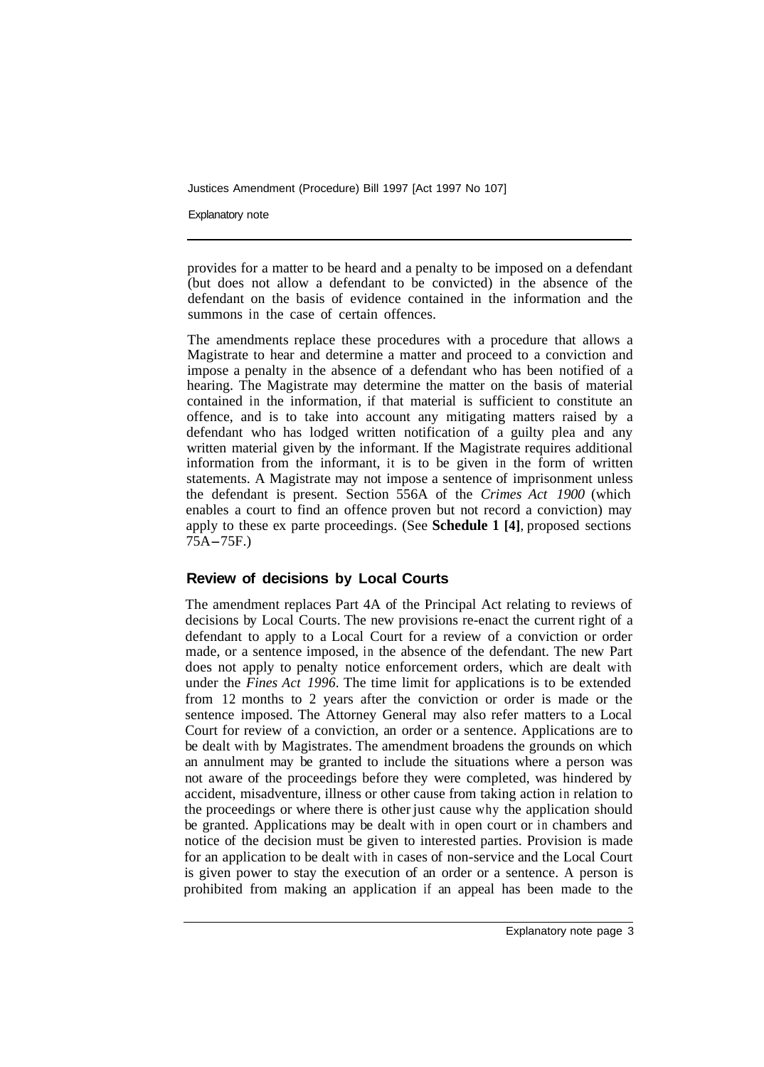provides for a matter to be heard and a penalty to be imposed on a defendant (but does not allow a defendant to be convicted) in the absence of the defendant on the basis of evidence contained in the information and the summons in the case of certain offences.

The amendments replace these procedures with a procedure that allows a Magistrate to hear and determine a matter and proceed to a conviction and impose a penalty in the absence of a defendant who has been notified of a hearing. The Magistrate may determine the matter on the basis of material contained in the information, if that material is sufficient to constitute an offence, and is to take into account any mitigating matters raised by a defendant who has lodged written notification of a guilty plea and any written material given by the informant. If the Magistrate requires additional information from the informant, it is to be given in the form of written statements. A Magistrate may not impose a sentence of imprisonment unless the defendant is present. Section 556A of the *Crimes Act 1900* (which enables a court to find an offence proven but not record a conviction) may apply to these ex parte proceedings. (See **Schedule 1 [4]**, proposed sections 75A–75F.)

### Review of decisions by Local Courts

The amendment replaces Part 4A of the Principal Act relating to reviews of decisions by Local Courts. The new provisions re-enact the current right of a defendant to apply to a Local Court for a review of a conviction or order made, or a sentence imposed, in the absence of the defendant. The new Part does not apply to penalty notice enforcement orders, which are dealt with under the *Fines Act 1996*. The time limit for applications is to be extended from 12 months to 2 years after the conviction or order is made or the sentence imposed. The Attorney General may also refer matters to a Local Court for review of a conviction, an order or a sentence. Applications are to be dealt with by Magistrates. The amendment broadens the grounds on which an annulment may be granted to include the situations where a person was not aware of the proceedings before they were completed, was hindered by accident, misadventure, illness or other cause from taking action in relation to the proceedings or where there is other just cause why the application should be granted. Applications may be dealt with in open court or in chambers and notice of the decision must be given to interested parties. Provision is made for an application to be dealt with in cases of non-service and the Local Court is given power to stay the execution of an order or a sentence. A person is prohibited from making an application if an appeal has been made to the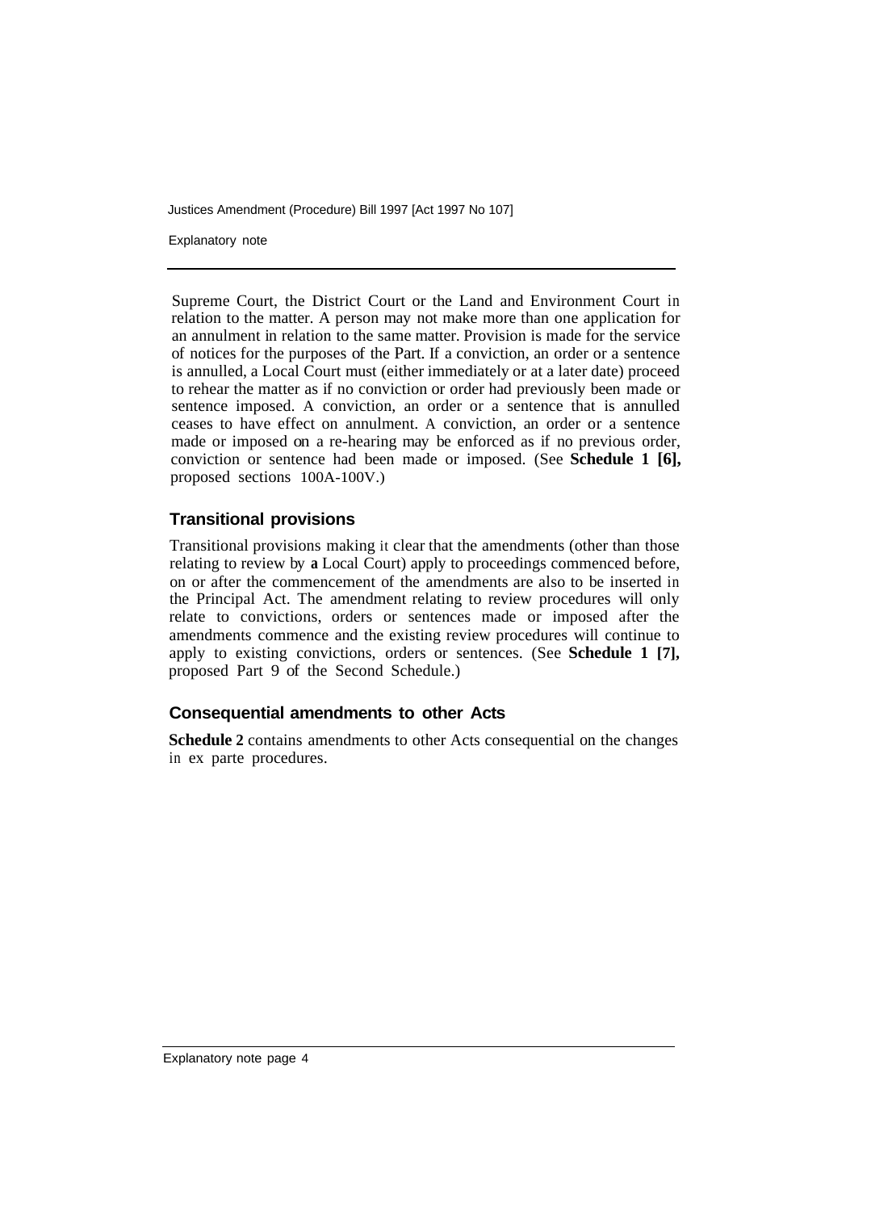Supreme Court, the District Court or the Land and Environment Court in relation to the matter. A person may not make more than one application for an annulment in relation to the same matter. Provision is made for the service of notices for the purposes of the Part. If a conviction, an order or a sentence is annulled, a Local Court must (either immediately or at a later date) proceed to rehear the matter as if no conviction or order had previously been made or sentence imposed. A conviction, an order or a sentence that is annulled ceases to have effect on annulment. A conviction, an order or a sentence made or imposed on a re-hearing may be enforced as if no previous order, conviction or sentence had been made or imposed. (See **Schedule 1 [6],** proposed sections 100A-100V.)

## Transitional provisions

Transitional provisions making it clear that the amendments (other than those relating to review by **a** Local Court) apply to proceedings commenced before, on or after the commencement of the amendments are also to be inserted in the Principal Act. The amendment relating to review procedures will only relate to convictions, orders or sentences made or imposed after the amendments commence and the existing review procedures will continue to apply to existing convictions, orders or sentences. (See **Schedule 1 [7],** proposed Part 9 of the Second Schedule.)

## Consequential amendments to other Acts

**Schedule 2** contains amendments to other Acts consequential on the changes in ex parte procedures.